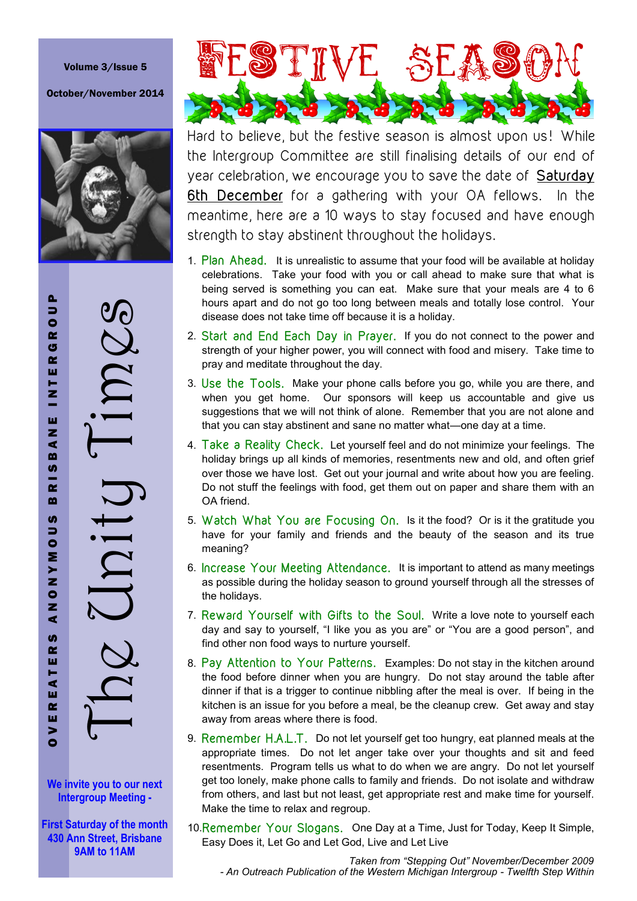Volume 3/Issue 5

October/November 2014

# The Unity Times

OVEREATERS ANONYMOUS BRISBANE INTERGROUP

**We invite you to our next Intergroup Meeting -**

**First Saturday of the month**
**430 Ann Street, Brisbane**
**9AM to 11AM**

# FESTIVE SEASON

Hard to believe, but the festive season is almost upon us! While the Intergroup Committee are still finalising details of our end of year celebration, we encourage you to save the date of Saturday 6th December for a gathering with your OA fellows. In the meantime, here are a 10 ways to stay focused and have enough strength to stay abstinent throughout the holidays.

1. **Plan Ahead.** It is unrealistic to assume that your food will be available at holiday celebrations. Take your food with you or call ahead to make sure that what is being served is something you can eat. Make sure that your meals are 4 to 6 hours apart and do not go too long between meals and totally lose control. Your disease does not take time off because it is a holiday.
2. **Start and End Each Day in Prayer.** If you do not connect to the power and strength of your higher power, you will connect with food and misery. Take time to pray and meditate throughout the day.
3. **Use the Tools.** Make your phone calls before you go, while you are there, and when you get home. Our sponsors will keep us accountable and give us suggestions that we will not think of alone. Remember that you are not alone and that you can stay abstinent and sane no matter what—one day at a time.
4. **Take a Reality Check.** Let yourself feel and do not minimize your feelings. The holiday brings up all kinds of memories, resentments new and old, and often grief over those we have lost. Get out your journal and write about how you are feeling. Do not stuff the feelings with food, get them out on paper and share them with an OA friend.
5. **Watch What You are Focusing On.** Is it the food? Or is it the gratitude you have for your family and friends and the beauty of the season and its true meaning?
6. **Increase Your Meeting Attendance.** It is important to attend as many meetings as possible during the holiday season to ground yourself through all the stresses of the holidays.
7. **Reward Yourself with Gifts to the Soul.** Write a love note to yourself each day and say to yourself, "I like you as you are" or "You are a good person", and find other non food ways to nurture yourself.
8. **Pay Attention to Your Patterns.** Examples: Do not stay in the kitchen around the food before dinner when you are hungry. Do not stay around the table after dinner if that is a trigger to continue nibbling after the meal is over. If being in the kitchen is an issue for you before a meal, be the cleanup crew. Get away and stay away from areas where there is food.
9. **Remember H.A.L.T.** Do not let yourself get too hungry, eat planned meals at the appropriate times. Do not let anger take over your thoughts and sit and feed resentments. Program tells us what to do when we are angry. Do not let yourself get too lonely, make phone calls to family and friends. Do not isolate and withdraw from others, and last but not least, get appropriate rest and make time for yourself. Make the time to relax and regroup.
10. **Remember Your Slogans.** One Day at a Time, Just for Today, Keep It Simple, Easy Does it, Let Go and Let God, Live and Let Live

*Taken from "Stepping Out" November/December 2009*
*- An Outreach Publication of the Western Michigan Intergroup - Twelfth Step Within*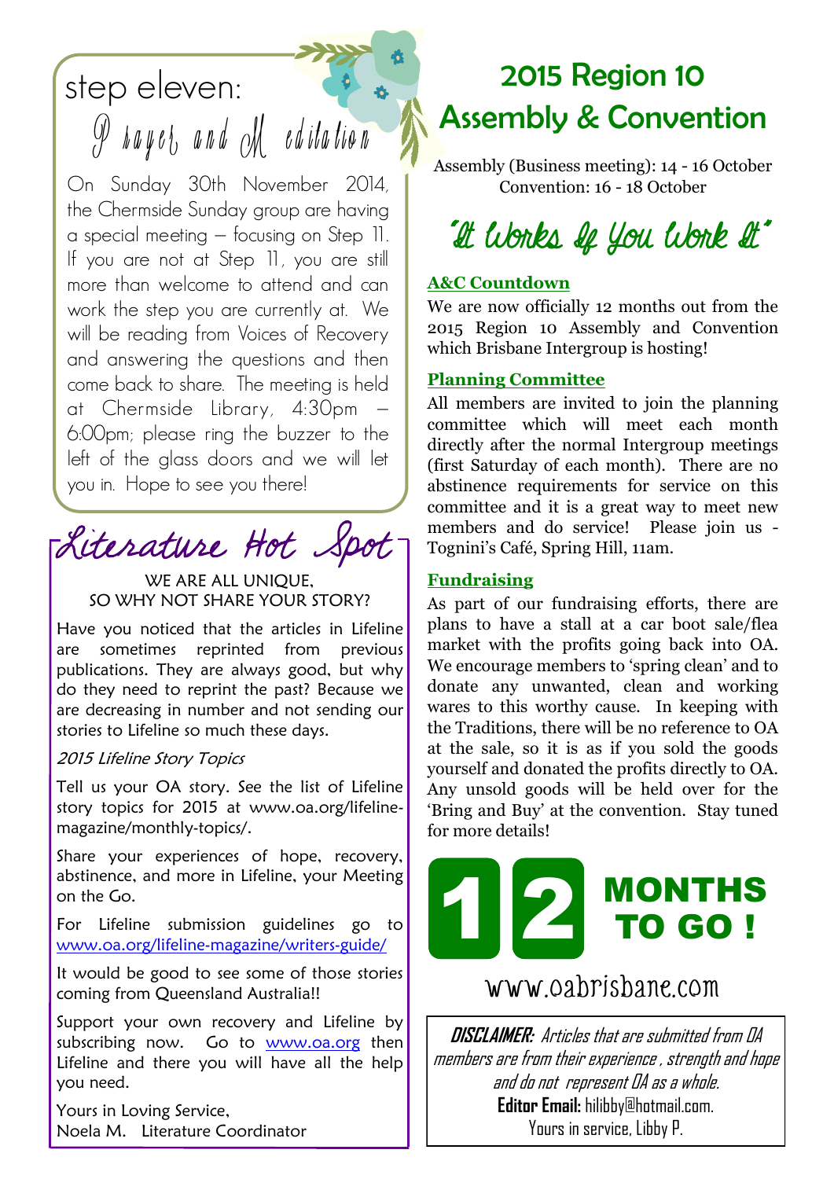## step eleven:

### Prayer and Meditation

On Sunday 30th November 2014, the Chermside Sunday group are having a special meeting – focusing on Step 11. If you are not at Step 11, you are still more than welcome to attend and can work the step you are currently at. We will be reading from Voices of Recovery and answering the questions and then come back to share. The meeting is held at Chermside Library, 4:30pm – 6:00pm; please ring the buzzer to the left of the glass doors and we will let you in. Hope to see you there!

## Literature Hot Spot

WE ARE ALL UNIQUE,
SO WHY NOT SHARE YOUR STORY?

Have you noticed that the articles in Lifeline are sometimes reprinted from previous publications. They are always good, but why do they need to reprint the past? Because we are decreasing in number and not sending our stories to Lifeline so much these days.

*2015 Lifeline Story Topics*

Tell us your OA story. See the list of Lifeline story topics for 2015 at www.oa.org/lifeline-magazine/monthly-topics/.

Share your experiences of hope, recovery, abstinence, and more in Lifeline, your Meeting on the Go.

For Lifeline submission guidelines go to www.oa.org/lifeline-magazine/writers-guide/

It would be good to see some of those stories coming from Queensland Australia!!

Support your own recovery and Lifeline by subscribing now. Go to www.oa.org then Lifeline and there you will have all the help you need.

Yours in Loving Service,
Noela M. Literature Coordinator

## 2015 Region 10 Assembly & Convention

Assembly (Business meeting): 14 - 16 October
Convention: 16 - 18 October

### "It Works If You Work It"

**A&C Countdown**

We are now officially 12 months out from the 2015 Region 10 Assembly and Convention which Brisbane Intergroup is hosting!

**Planning Committee**

All members are invited to join the planning committee which will meet each month directly after the normal Intergroup meetings (first Saturday of each month). There are no abstinence requirements for service on this committee and it is a great way to meet new members and do service! Please join us - Tognini's Café, Spring Hill, 11am.

**Fundraising**

As part of our fundraising efforts, there are plans to have a stall at a car boot sale/flea market with the profits going back into OA. We encourage members to 'spring clean' and to donate any unwanted, clean and working wares to this worthy cause. In keeping with the Traditions, there will be no reference to OA at the sale, so it is as if you sold the goods yourself and donated the profits directly to OA. Any unsold goods will be held over for the 'Bring and Buy' at the convention. Stay tuned for more details!

**12 MONTHS TO GO !**

www.oabrisbane.com

***DISCLAIMER:*** *Articles that are submitted from OA members are from their experience , strength and hope and do not represent OA as a whole.*
**Editor Email:** hilibby@hotmail.com.
Yours in service, Libby P.